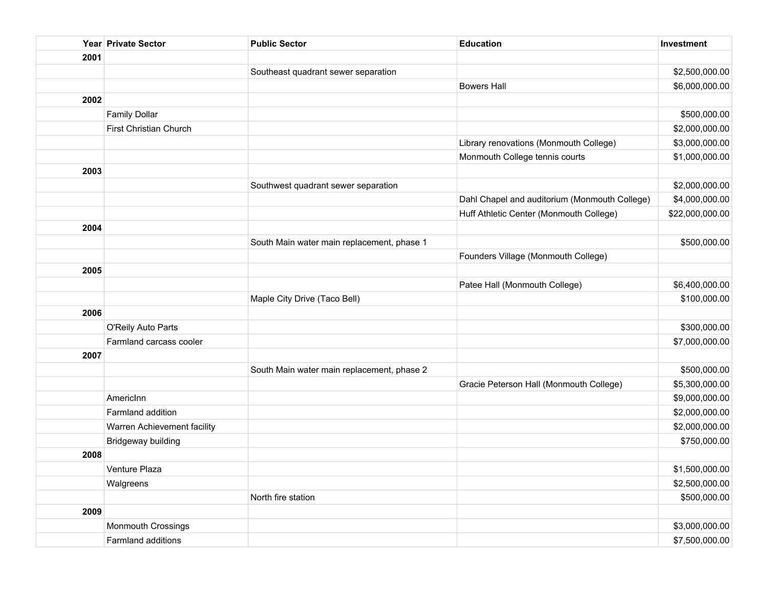| Year | Private Sector | Public Sector | Education | Investment |
|---|---|---|---|---|
| 2001 | | | | |
| | | Southeast quadrant sewer separation | | $2,500,000.00 |
| | | | Bowers Hall | $6,000,000.00 |
| 2002 | | | | |
| | Family Dollar | | | $500,000.00 |
| | First Christian Church | | | $2,000,000.00 |
| | | | Library renovations (Monmouth College) | $3,000,000.00 |
| | | | Monmouth College tennis courts | $1,000,000.00 |
| 2003 | | | | |
| | | Southwest quadrant sewer separation | | $2,000,000.00 |
| | | | Dahl Chapel and auditorium (Monmouth College) | $4,000,000.00 |
| | | | Huff Athletic Center (Monmouth College) | $22,000,000.00 |
| 2004 | | | | |
| | | South Main water main replacement, phase 1 | | $500,000.00 |
| | | | Founders Village (Monmouth College) | |
| 2005 | | | | |
| | | | Patee Hall (Monmouth College) | $6,400,000.00 |
| | | Maple City Drive (Taco Bell) | | $100,000.00 |
| 2006 | | | | |
| | O'Reily Auto Parts | | | $300,000.00 |
| | Farmland carcass cooler | | | $7,000,000.00 |
| 2007 | | | | |
| | | South Main water main replacement, phase 2 | | $500,000.00 |
| | | | Gracie Peterson Hall (Monmouth College) | $5,300,000.00 |
| | AmericInn | | | $9,000,000.00 |
| | Farmland addition | | | $2,000,000.00 |
| | Warren Achievement facility | | | $2,000,000.00 |
| | Bridgeway building | | | $750,000.00 |
| 2008 | | | | |
| | Venture Plaza | | | $1,500,000.00 |
| | Walgreens | | | $2,500,000.00 |
| | | North fire station | | $500,000.00 |
| 2009 | | | | |
| | Monmouth Crossings | | | $3,000,000.00 |
| | Farmland additions | | | $7,500,000.00 |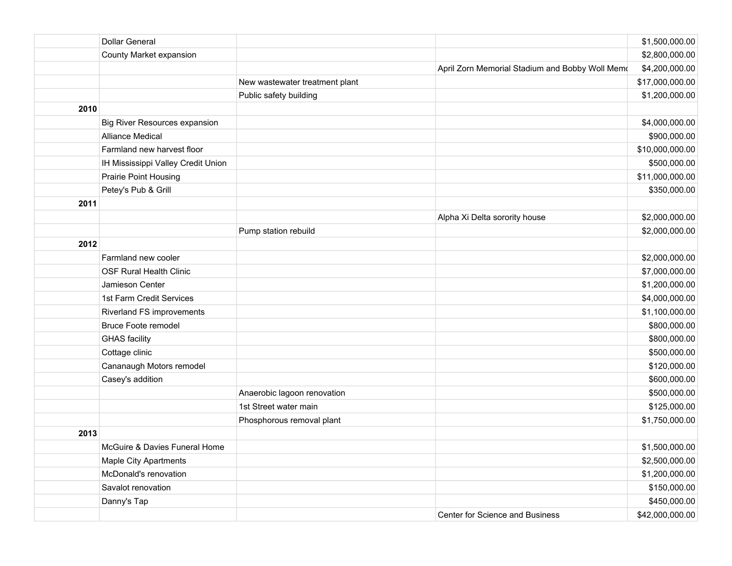| | | | | |
|---|---|---|---|---|
| | Dollar General | | | $1,500,000.00 |
| | County Market expansion | | | $2,800,000.00 |
| | | | April Zorn Memorial Stadium and Bobby Woll Memo | $4,200,000.00 |
| | | New wastewater treatment plant | | $17,000,000.00 |
| | | Public safety building | | $1,200,000.00 |
| **2010** | | | | |
| | Big River Resources expansion | | | $4,000,000.00 |
| | Alliance Medical | | | $900,000.00 |
| | Farmland new harvest floor | | | $10,000,000.00 |
| | IH Mississippi Valley Credit Union | | | $500,000.00 |
| | Prairie Point Housing | | | $11,000,000.00 |
| | Petey's Pub & Grill | | | $350,000.00 |
| **2011** | | | | |
| | | | Alpha Xi Delta sorority house | $2,000,000.00 |
| | | Pump station rebuild | | $2,000,000.00 |
| **2012** | | | | |
| | Farmland new cooler | | | $2,000,000.00 |
| | OSF Rural Health Clinic | | | $7,000,000.00 |
| | Jamieson Center | | | $1,200,000.00 |
| | 1st Farm Credit Services | | | $4,000,000.00 |
| | Riverland FS improvements | | | $1,100,000.00 |
| | Bruce Foote remodel | | | $800,000.00 |
| | GHAS facility | | | $800,000.00 |
| | Cottage clinic | | | $500,000.00 |
| | Cananaugh Motors remodel | | | $120,000.00 |
| | Casey's addition | | | $600,000.00 |
| | | Anaerobic lagoon renovation | | $500,000.00 |
| | | 1st Street water main | | $125,000.00 |
| | | Phosphorous removal plant | | $1,750,000.00 |
| **2013** | | | | |
| | McGuire & Davies Funeral Home | | | $1,500,000.00 |
| | Maple City Apartments | | | $2,500,000.00 |
| | McDonald's renovation | | | $1,200,000.00 |
| | Savalot renovation | | | $150,000.00 |
| | Danny's Tap | | | $450,000.00 |
| | | | Center for Science and Business | $42,000,000.00 |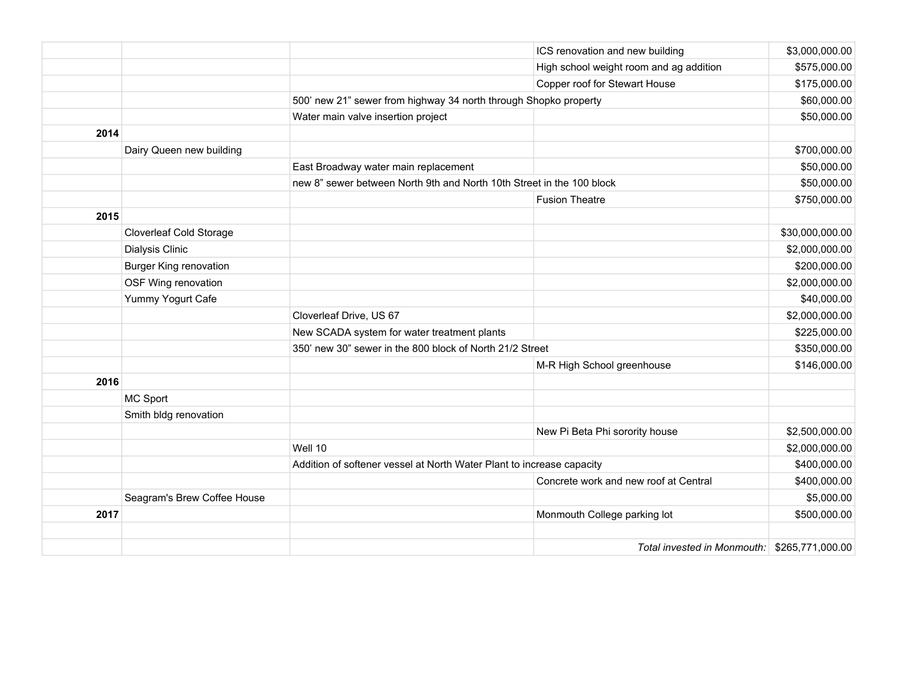| | | | | |
|---|---|---|---|---|
| | | | ICS renovation and new building | $3,000,000.00 |
| | | | High school weight room and ag addition | $575,000.00 |
| | | | Copper roof for Stewart House | $175,000.00 |
| | | 500’ new 21” sewer from highway 34 north through Shopko property | | $60,000.00 |
| | | Water main valve insertion project | | $50,000.00 |
| **2014** | | | | |
| | Dairy Queen new building | | | $700,000.00 |
| | | East Broadway water main replacement | | $50,000.00 |
| | | new 8” sewer between North 9th and North 10th Street in the 100 block | | $50,000.00 |
| | | | Fusion Theatre | $750,000.00 |
| **2015** | | | | |
| | Cloverleaf Cold Storage | | | $30,000,000.00 |
| | Dialysis Clinic | | | $2,000,000.00 |
| | Burger King renovation | | | $200,000.00 |
| | OSF Wing renovation | | | $2,000,000.00 |
| | Yummy Yogurt Cafe | | | $40,000.00 |
| | | Cloverleaf Drive, US 67 | | $2,000,000.00 |
| | | New SCADA system for water treatment plants | | $225,000.00 |
| | | 350’ new 30” sewer in the 800 block of North 21/2 Street | | $350,000.00 |
| | | | M-R High School greenhouse | $146,000.00 |
| **2016** | | | | |
| | MC Sport | | | |
| | Smith bldg renovation | | | |
| | | | New Pi Beta Phi sorority house | $2,500,000.00 |
| | | Well 10 | | $2,000,000.00 |
| | | Addition of softener vessel at North Water Plant to increase capacity | | $400,000.00 |
| | | | Concrete work and new roof at Central | $400,000.00 |
| | Seagram's Brew Coffee House | | | $5,000.00 |
| **2017** | | | Monmouth College parking lot | $500,000.00 |
| | | | | |
| | | | *Total invested in Monmouth:* | $265,771,000.00 |